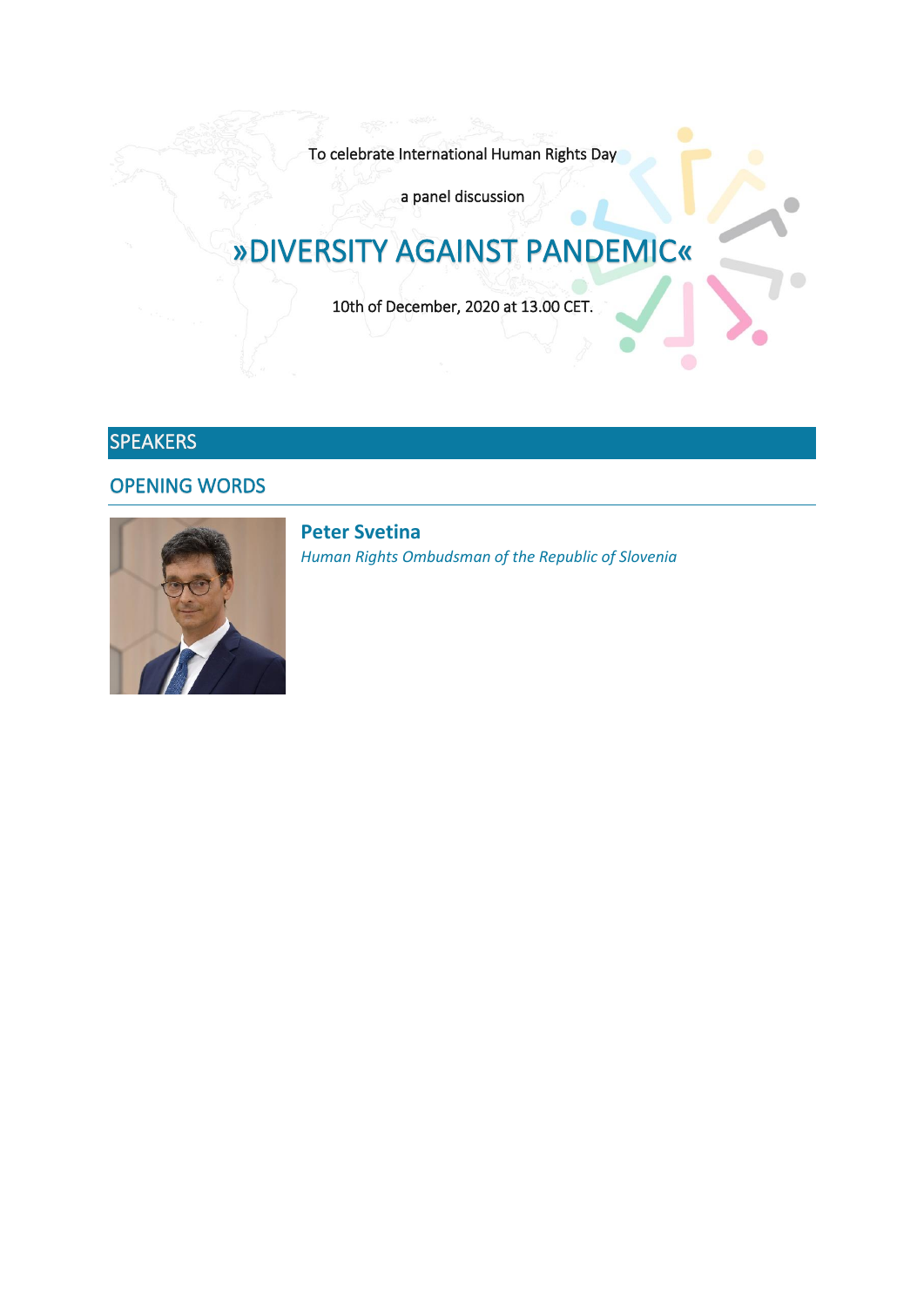To celebrate International Human Rights Day

a panel discussion

# »DIVERSITY AGAINST PANDEMIC«

10th of December, 2020 at 13.00 CET.

## SPEAKERS

### OPENING WORDS

**Peter Svetina**
*Human Rights Ombudsman of the Republic of Slovenia*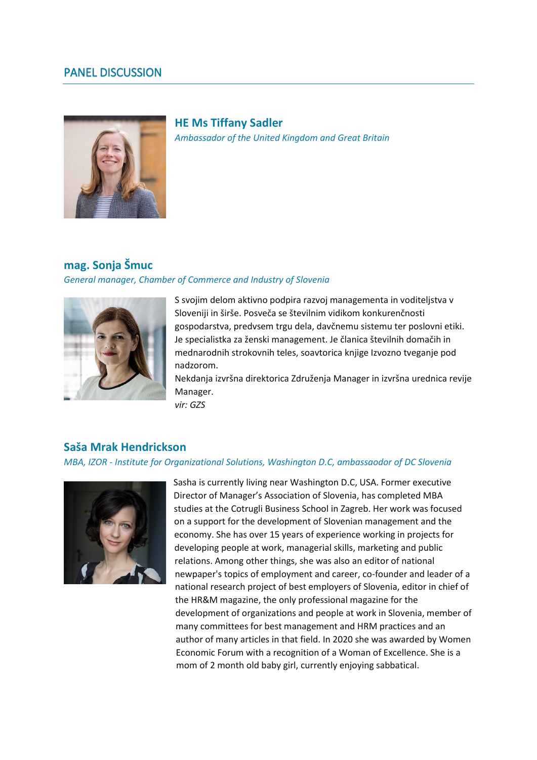## PANEL DISCUSSION

### HE Ms Tiffany Sadler

*Ambassador of the United Kingdom and Great Britain*

### mag. Sonja Šmuc

*General manager, Chamber of Commerce and Industry of Slovenia*

S svojim delom aktivno podpira razvoj managementa in voditeljstva v Sloveniji in širše. Posveča se številnim vidikom konkurenčnosti gospodarstva, predvsem trgu dela, davčnemu sistemu ter poslovni etiki. Je specialistka za ženski management. Je članica številnih domačih in mednarodnih strokovnih teles, soavtorica knjige Izvozno tveganje pod nadzorom.
Nekdanja izvršna direktorica Združenja Manager in izvršna urednica revije Manager.
*vir: GZS*

### Saša Mrak Hendrickson

*MBA, IZOR - Institute for Organizational Solutions, Washington D.C, ambassaodor of DC Slovenia*

Sasha is currently living near Washington D.C, USA. Former executive Director of Manager's Association of Slovenia, has completed MBA studies at the Cotrugli Business School in Zagreb. Her work was focused on a support for the development of Slovenian management and the economy. She has over 15 years of experience working in projects for developing people at work, managerial skills, marketing and public relations. Among other things, she was also an editor of national newpaper's topics of employment and career, co-founder and leader of a national research project of best employers of Slovenia, editor in chief of the HR&M magazine, the only professional magazine for the development of organizations and people at work in Slovenia, member of many committees for best management and HRM practices and an author of many articles in that field. In 2020 she was awarded by Women Economic Forum with a recognition of a Woman of Excellence. She is a mom of 2 month old baby girl, currently enjoying sabbatical.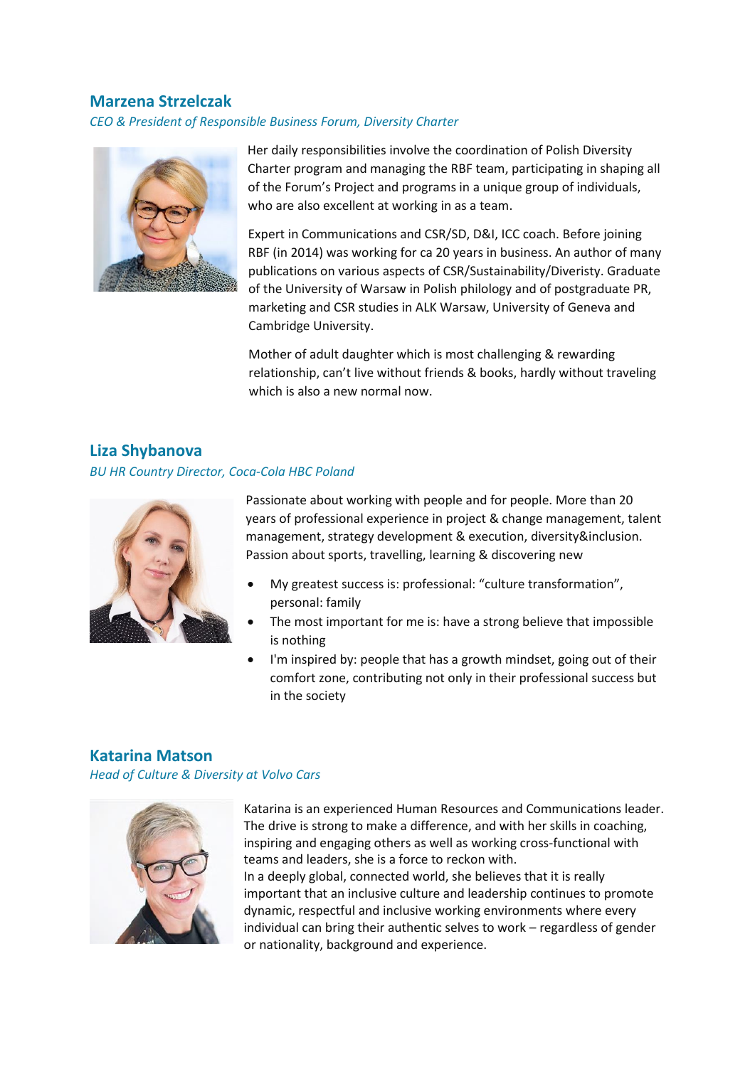## Marzena Strzelczak

*CEO & President of Responsible Business Forum, Diversity Charter*

Her daily responsibilities involve the coordination of Polish Diversity Charter program and managing the RBF team, participating in shaping all of the Forum's Project and programs in a unique group of individuals, who are also excellent at working in as a team.

Expert in Communications and CSR/SD, D&I, ICC coach. Before joining RBF (in 2014) was working for ca 20 years in business. An author of many publications on various aspects of CSR/Sustainability/Diveristy. Graduate of the University of Warsaw in Polish philology and of postgraduate PR, marketing and CSR studies in ALK Warsaw, University of Geneva and Cambridge University.

Mother of adult daughter which is most challenging & rewarding relationship, can't live without friends & books, hardly without traveling which is also a new normal now.

## Liza Shybanova

*BU HR Country Director, Coca-Cola HBC Poland*

Passionate about working with people and for people. More than 20 years of professional experience in project & change management, talent management, strategy development & execution, diversity&inclusion. Passion about sports, travelling, learning & discovering new

- My greatest success is: professional: "culture transformation", personal: family
- The most important for me is: have a strong believe that impossible is nothing
- I'm inspired by: people that has a growth mindset, going out of their comfort zone, contributing not only in their professional success but in the society

## Katarina Matson

*Head of Culture & Diversity at Volvo Cars*

Katarina is an experienced Human Resources and Communications leader. The drive is strong to make a difference, and with her skills in coaching, inspiring and engaging others as well as working cross-functional with teams and leaders, she is a force to reckon with.
In a deeply global, connected world, she believes that it is really important that an inclusive culture and leadership continues to promote dynamic, respectful and inclusive working environments where every individual can bring their authentic selves to work – regardless of gender or nationality, background and experience.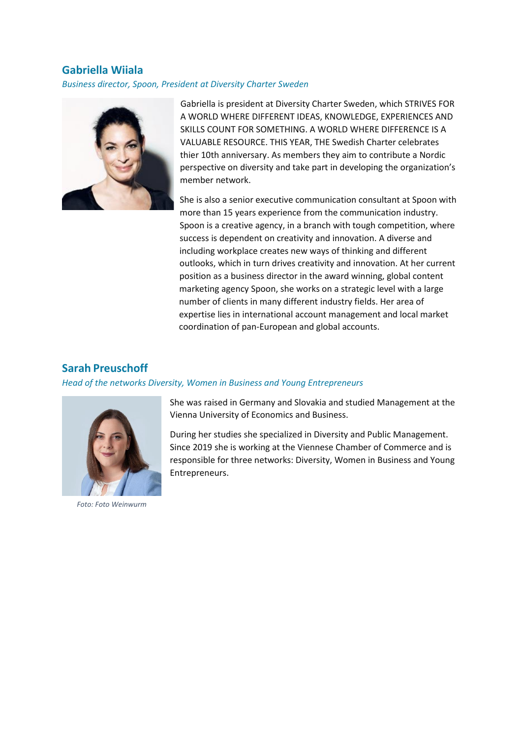## Gabriella Wiiala

*Business director, Spoon, President at Diversity Charter Sweden*

Gabriella is president at Diversity Charter Sweden, which STRIVES FOR A WORLD WHERE DIFFERENT IDEAS, KNOWLEDGE, EXPERIENCES AND SKILLS COUNT FOR SOMETHING. A WORLD WHERE DIFFERENCE IS A VALUABLE RESOURCE. THIS YEAR, THE Swedish Charter celebrates thier 10th anniversary. As members they aim to contribute a Nordic perspective on diversity and take part in developing the organization's member network.

She is also a senior executive communication consultant at Spoon with more than 15 years experience from the communication industry. Spoon is a creative agency, in a branch with tough competition, where success is dependent on creativity and innovation. A diverse and including workplace creates new ways of thinking and different outlooks, which in turn drives creativity and innovation. At her current position as a business director in the award winning, global content marketing agency Spoon, she works on a strategic level with a large number of clients in many different industry fields. Her area of expertise lies in international account management and local market coordination of pan-European and global accounts.

## Sarah Preuschoff

*Head of the networks Diversity, Women in Business and Young Entrepreneurs*

*Foto: Foto Weinwurm*

She was raised in Germany and Slovakia and studied Management at the Vienna University of Economics and Business.

During her studies she specialized in Diversity and Public Management. Since 2019 she is working at the Viennese Chamber of Commerce and is responsible for three networks: Diversity, Women in Business and Young Entrepreneurs.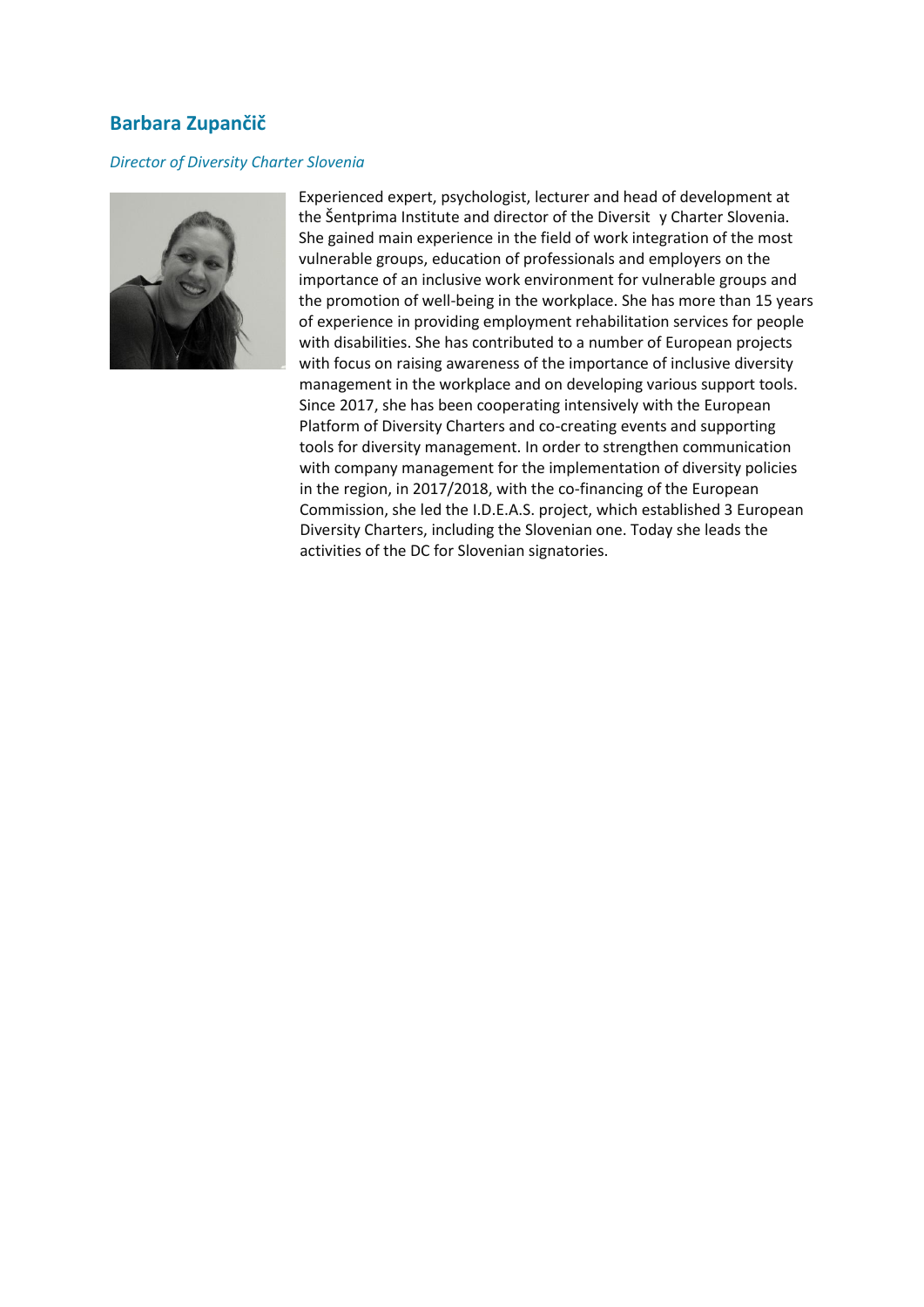## Barbara Zupančič

*Director of Diversity Charter Slovenia*

Experienced expert, psychologist, lecturer and head of development at the Šentprima Institute and director of the Diversit y Charter Slovenia. She gained main experience in the field of work integration of the most vulnerable groups, education of professionals and employers on the importance of an inclusive work environment for vulnerable groups and the promotion of well-being in the workplace. She has more than 15 years of experience in providing employment rehabilitation services for people with disabilities. She has contributed to a number of European projects with focus on raising awareness of the importance of inclusive diversity management in the workplace and on developing various support tools. Since 2017, she has been cooperating intensively with the European Platform of Diversity Charters and co-creating events and supporting tools for diversity management. In order to strengthen communication with company management for the implementation of diversity policies in the region, in 2017/2018, with the co-financing of the European Commission, she led the I.D.E.A.S. project, which established 3 European Diversity Charters, including the Slovenian one. Today she leads the activities of the DC for Slovenian signatories.